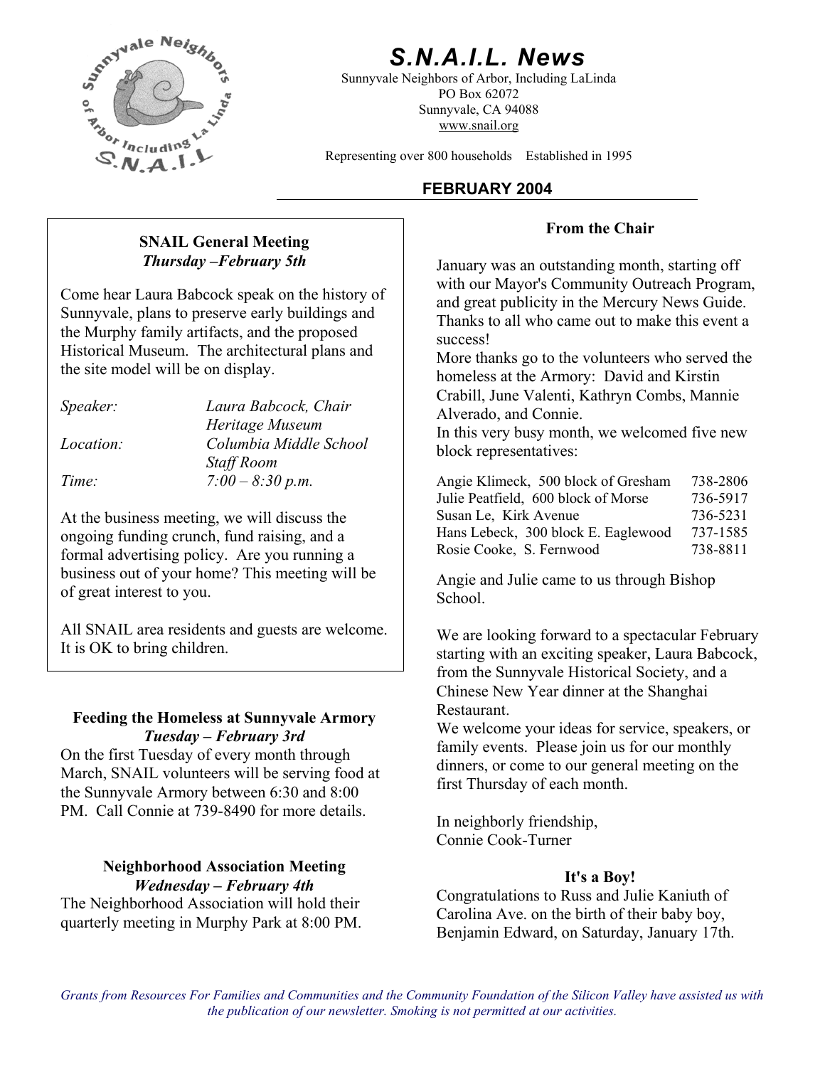# S.N.A.I.L. News

Sunnyvale Neighbors of Arbor, Including LaLinda
PO Box 62072
Sunnyvale, CA 94088
www.snail.org

Representing over 800 households    Established in 1995

**FEBRUARY 2004**

## SNAIL General Meeting
***Thursday –February 5th***

Come hear Laura Babcock speak on the history of Sunnyvale, plans to preserve early buildings and the Murphy family artifacts, and the proposed Historical Museum. The architectural plans and the site model will be on display.

| | |
|---|---|
| *Speaker:* | *Laura Babcock, Chair Heritage Museum* |
| *Location:* | *Columbia Middle School Staff Room* |
| *Time:* | *7:00 – 8:30 p.m.* |

At the business meeting, we will discuss the ongoing funding crunch, fund raising, and a formal advertising policy. Are you running a business out of your home? This meeting will be of great interest to you.

All SNAIL area residents and guests are welcome. It is OK to bring children.

## Feeding the Homeless at Sunnyvale Armory
***Tuesday – February 3rd***

On the first Tuesday of every month through March, SNAIL volunteers will be serving food at the Sunnyvale Armory between 6:30 and 8:00 PM. Call Connie at 739-8490 for more details.

## Neighborhood Association Meeting
***Wednesday – February 4th***

The Neighborhood Association will hold their quarterly meeting in Murphy Park at 8:00 PM.

## From the Chair

January was an outstanding month, starting off with our Mayor's Community Outreach Program, and great publicity in the Mercury News Guide. Thanks to all who came out to make this event a success!

More thanks go to the volunteers who served the homeless at the Armory: David and Kirstin Crabill, June Valenti, Kathryn Combs, Mannie Alverado, and Connie.

In this very busy month, we welcomed five new block representatives:

| | |
|---|---|
| Angie Klimeck, 500 block of Gresham | 738-2806 |
| Julie Peatfield, 600 block of Morse | 736-5917 |
| Susan Le, Kirk Avenue | 736-5231 |
| Hans Lebeck, 300 block E. Eaglewood | 737-1585 |
| Rosie Cooke, S. Fernwood | 738-8811 |

Angie and Julie came to us through Bishop School.

We are looking forward to a spectacular February starting with an exciting speaker, Laura Babcock, from the Sunnyvale Historical Society, and a Chinese New Year dinner at the Shanghai Restaurant.

We welcome your ideas for service, speakers, or family events. Please join us for our monthly dinners, or come to our general meeting on the first Thursday of each month.

In neighborly friendship,
Connie Cook-Turner

## It's a Boy!

Congratulations to Russ and Julie Kaniuth of Carolina Ave. on the birth of their baby boy, Benjamin Edward, on Saturday, January 17th.

*Grants from Resources For Families and Communities and the Community Foundation of the Silicon Valley have assisted us with the publication of our newsletter. Smoking is not permitted at our activities.*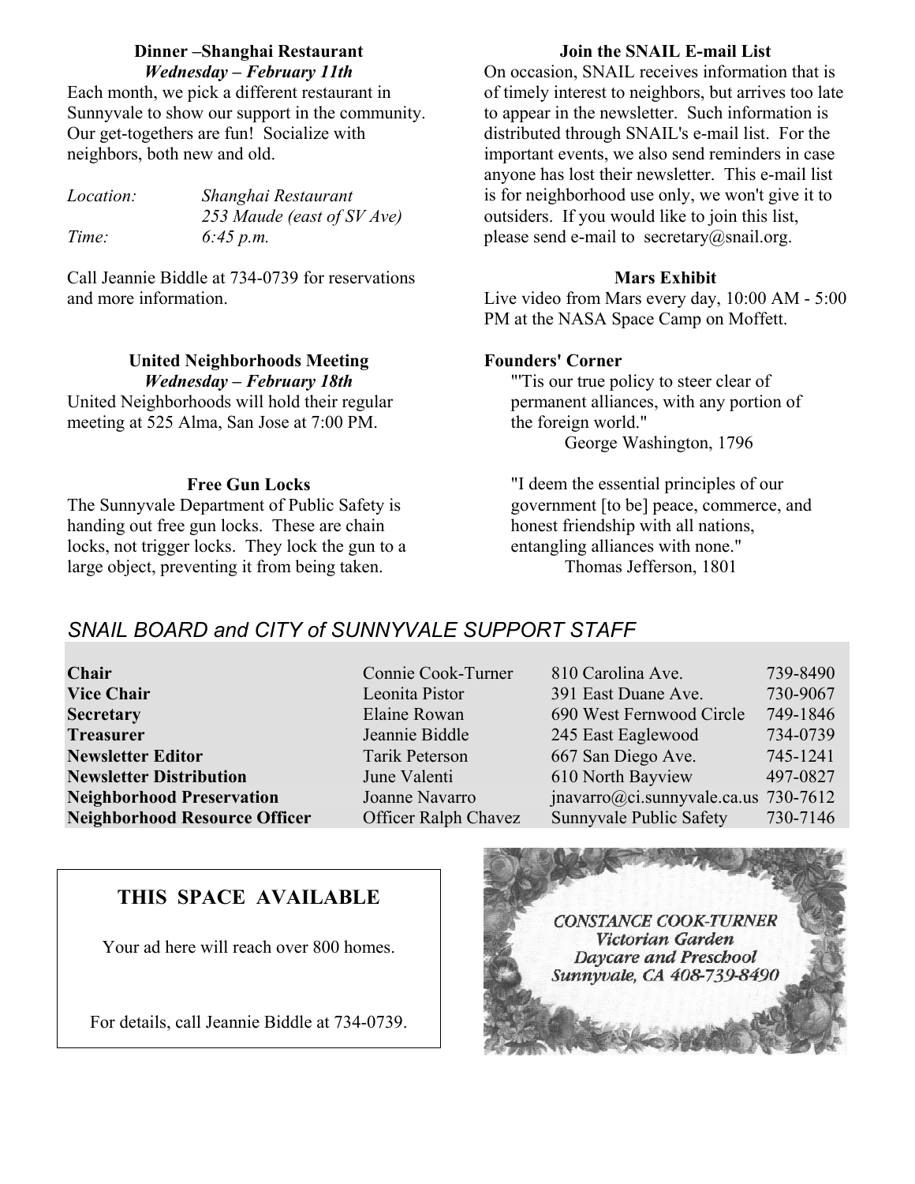### Dinner –Shanghai Restaurant

***Wednesday – February 11th***

Each month, we pick a different restaurant in Sunnyvale to show our support in the community. Our get-togethers are fun! Socialize with neighbors, both new and old.

| | |
|---|---|
| *Location:* | *Shanghai Restaurant* |
| | *253 Maude (east of SV Ave)* |
| *Time:* | *6:45 p.m.* |

Call Jeannie Biddle at 734-0739 for reservations and more information.

### United Neighborhoods Meeting

***Wednesday – February 18th***

United Neighborhoods will hold their regular meeting at 525 Alma, San Jose at 7:00 PM.

### Free Gun Locks

The Sunnyvale Department of Public Safety is handing out free gun locks. These are chain locks, not trigger locks. They lock the gun to a large object, preventing it from being taken.

### Join the SNAIL E-mail List

On occasion, SNAIL receives information that is of timely interest to neighbors, but arrives too late to appear in the newsletter. Such information is distributed through SNAIL's e-mail list. For the important events, we also send reminders in case anyone has lost their newsletter. This e-mail list is for neighborhood use only, we won't give it to outsiders. If you would like to join this list, please send e-mail to secretary@snail.org.

### Mars Exhibit

Live video from Mars every day, 10:00 AM - 5:00 PM at the NASA Space Camp on Moffett.

**Founders' Corner**

"'Tis our true policy to steer clear of permanent alliances, with any portion of the foreign world."

George Washington, 1796

"I deem the essential principles of our government [to be] peace, commerce, and honest friendship with all nations, entangling alliances with none."

Thomas Jefferson, 1801

## *SNAIL BOARD and CITY of SUNNYVALE SUPPORT STAFF*

| | | | |
|---|---|---|---|
| **Chair** | Connie Cook-Turner | 810 Carolina Ave. | 739-8490 |
| **Vice Chair** | Leonita Pistor | 391 East Duane Ave. | 730-9067 |
| **Secretary** | Elaine Rowan | 690 West Fernwood Circle | 749-1846 |
| **Treasurer** | Jeannie Biddle | 245 East Eaglewood | 734-0739 |
| **Newsletter Editor** | Tarik Peterson | 667 San Diego Ave. | 745-1241 |
| **Newsletter Distribution** | June Valenti | 610 North Bayview | 497-0827 |
| **Neighborhood Preservation** | Joanne Navarro | jnavarro@ci.sunnyvale.ca.us | 730-7612 |
| **Neighborhood Resource Officer** | Officer Ralph Chavez | Sunnyvale Public Safety | 730-7146 |

**THIS SPACE AVAILABLE**

Your ad here will reach over 800 homes.

For details, call Jeannie Biddle at 734-0739.

*CONSTANCE COOK-TURNER*
*Victorian Garden*
*Daycare and Preschool*
*Sunnyvale, CA 408-739-8490*